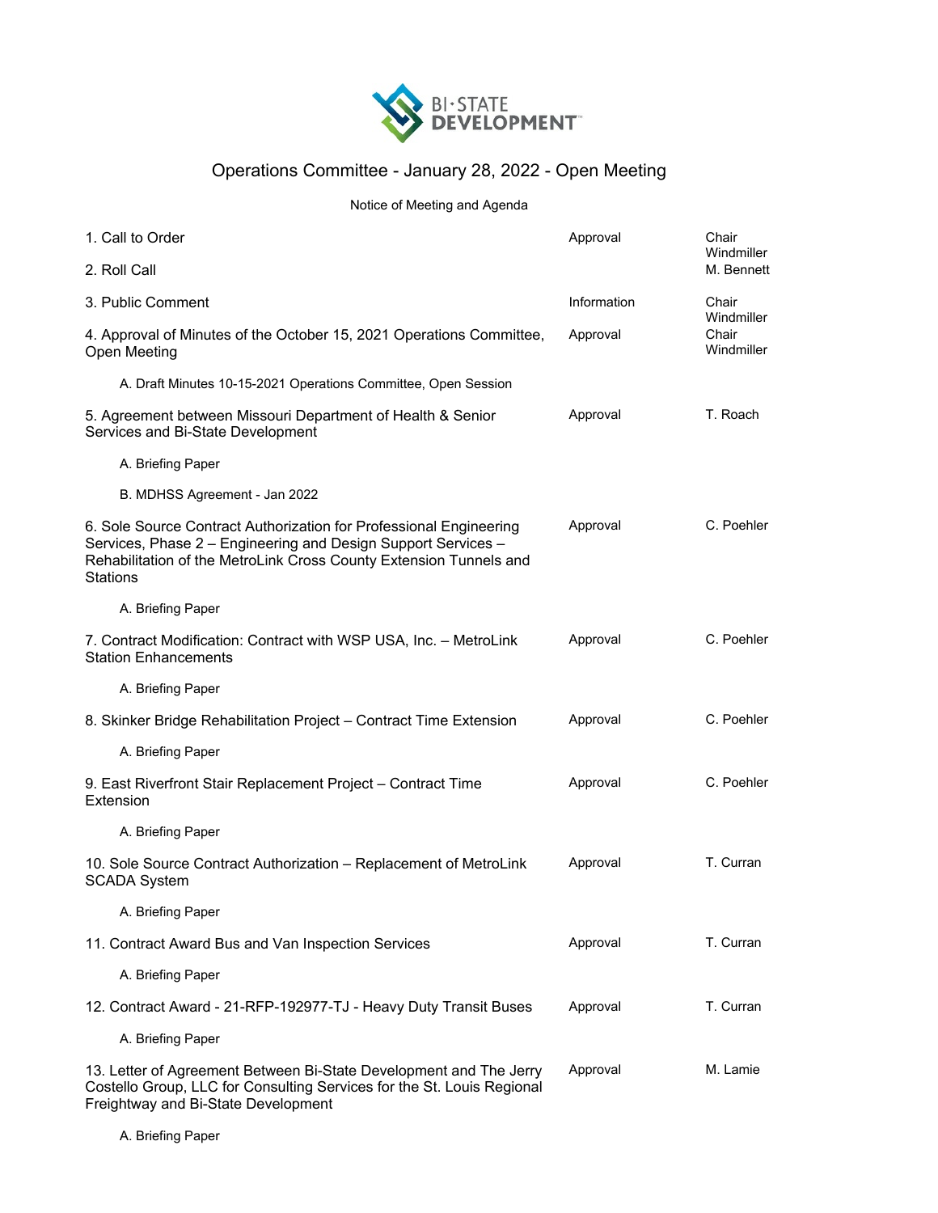BI-STATE DEVELOPMENT

# Operations Committee - January 28, 2022 - Open Meeting

Notice of Meeting and Agenda

| | | |
|---|---|---|
| 1. Call to Order | Approval | Chair Windmiller |
| 2. Roll Call | | M. Bennett |
| 3. Public Comment | Information | Chair Windmiller |
| 4. Approval of Minutes of the October 15, 2021 Operations Committee, Open Meeting | Approval | Chair Windmiller |
| A. Draft Minutes 10-15-2021 Operations Committee, Open Session | | |
| 5. Agreement between Missouri Department of Health & Senior Services and Bi-State Development | Approval | T. Roach |
| A. Briefing Paper | | |
| B. MDHSS Agreement - Jan 2022 | | |
| 6. Sole Source Contract Authorization for Professional Engineering Services, Phase 2 – Engineering and Design Support Services – Rehabilitation of the MetroLink Cross County Extension Tunnels and Stations | Approval | C. Poehler |
| A. Briefing Paper | | |
| 7. Contract Modification: Contract with WSP USA, Inc. – MetroLink Station Enhancements | Approval | C. Poehler |
| A. Briefing Paper | | |
| 8. Skinker Bridge Rehabilitation Project – Contract Time Extension | Approval | C. Poehler |
| A. Briefing Paper | | |
| 9. East Riverfront Stair Replacement Project – Contract Time Extension | Approval | C. Poehler |
| A. Briefing Paper | | |
| 10. Sole Source Contract Authorization – Replacement of MetroLink SCADA System | Approval | T. Curran |
| A. Briefing Paper | | |
| 11. Contract Award Bus and Van Inspection Services | Approval | T. Curran |
| A. Briefing Paper | | |
| 12. Contract Award - 21-RFP-192977-TJ - Heavy Duty Transit Buses | Approval | T. Curran |
| A. Briefing Paper | | |
| 13. Letter of Agreement Between Bi-State Development and The Jerry Costello Group, LLC for Consulting Services for the St. Louis Regional Freightway and Bi-State Development | Approval | M. Lamie |
| A. Briefing Paper | | |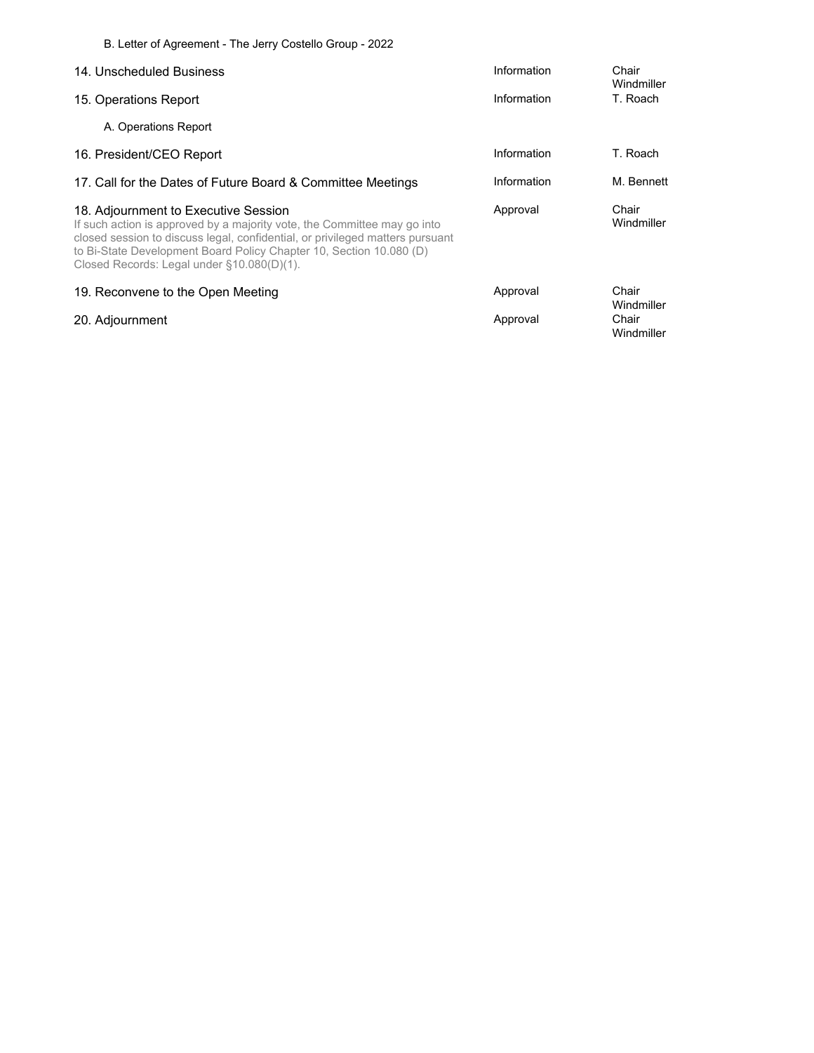| | | |
|---|---|---|
| B. Letter of Agreement - The Jerry Costello Group - 2022 | | |
| 14. Unscheduled Business | Information | Chair Windmiller |
| 15. Operations Report | Information | T. Roach |
| A. Operations Report | | |
| 16. President/CEO Report | Information | T. Roach |
| 17. Call for the Dates of Future Board & Committee Meetings | Information | M. Bennett |
| 18. Adjournment to Executive Session<br>If such action is approved by a majority vote, the Committee may go into closed session to discuss legal, confidential, or privileged matters pursuant to Bi-State Development Board Policy Chapter 10, Section 10.080 (D) Closed Records: Legal under §10.080(D)(1). | Approval | Chair Windmiller |
| 19. Reconvene to the Open Meeting | Approval | Chair Windmiller |
| 20. Adjournment | Approval | Chair Windmiller |